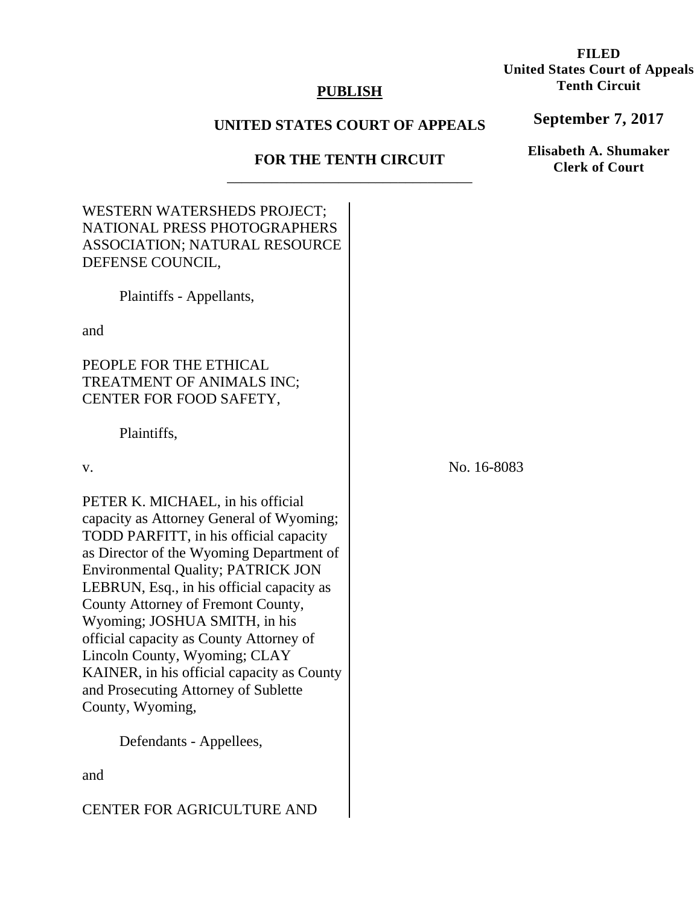**FILED**
**United States Court of Appeals**
**Tenth Circuit**

**September 7, 2017**

**Elisabeth A. Shumaker**
**Clerk of Court**

**PUBLISH**

**UNITED STATES COURT OF APPEALS**

**FOR THE TENTH CIRCUIT**

---

WESTERN WATERSHEDS PROJECT; NATIONAL PRESS PHOTOGRAPHERS ASSOCIATION; NATURAL RESOURCE DEFENSE COUNCIL,

Plaintiffs - Appellants,

and

PEOPLE FOR THE ETHICAL TREATMENT OF ANIMALS INC; CENTER FOR FOOD SAFETY,

Plaintiffs,

v.

No. 16-8083

PETER K. MICHAEL, in his official capacity as Attorney General of Wyoming; TODD PARFITT, in his official capacity as Director of the Wyoming Department of Environmental Quality; PATRICK JON LEBRUN, Esq., in his official capacity as County Attorney of Fremont County, Wyoming; JOSHUA SMITH, in his official capacity as County Attorney of Lincoln County, Wyoming; CLAY KAINER, in his official capacity as County and Prosecuting Attorney of Sublette County, Wyoming,

Defendants - Appellees,

and

CENTER FOR AGRICULTURE AND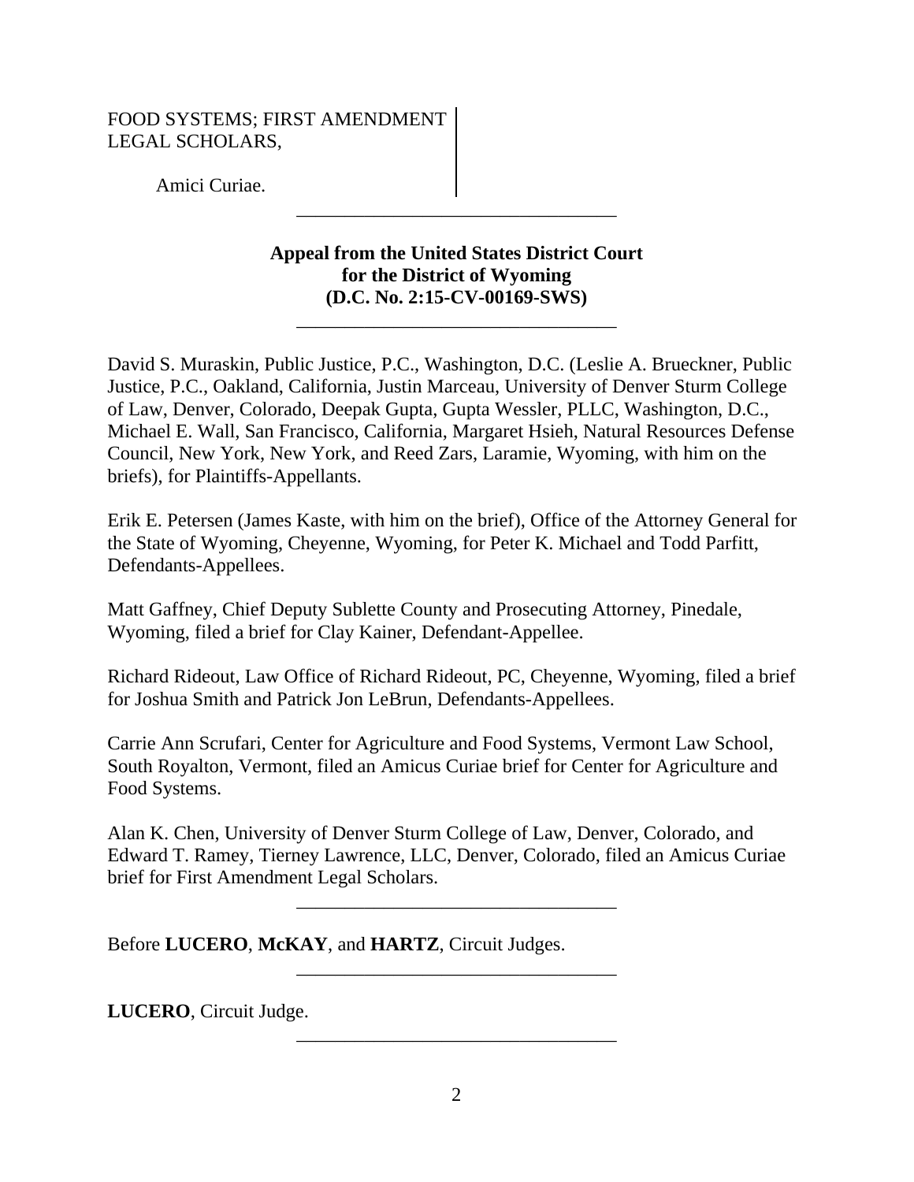FOOD SYSTEMS; FIRST AMENDMENT LEGAL SCHOLARS,

Amici Curiae.

---

**Appeal from the United States District Court for the District of Wyoming (D.C. No. 2:15-CV-00169-SWS)**

---

David S. Muraskin, Public Justice, P.C., Washington, D.C. (Leslie A. Brueckner, Public Justice, P.C., Oakland, California, Justin Marceau, University of Denver Sturm College of Law, Denver, Colorado, Deepak Gupta, Gupta Wessler, PLLC, Washington, D.C., Michael E. Wall, San Francisco, California, Margaret Hsieh, Natural Resources Defense Council, New York, New York, and Reed Zars, Laramie, Wyoming, with him on the briefs), for Plaintiffs-Appellants.

Erik E. Petersen (James Kaste, with him on the brief), Office of the Attorney General for the State of Wyoming, Cheyenne, Wyoming, for Peter K. Michael and Todd Parfitt, Defendants-Appellees.

Matt Gaffney, Chief Deputy Sublette County and Prosecuting Attorney, Pinedale, Wyoming, filed a brief for Clay Kainer, Defendant-Appellee.

Richard Rideout, Law Office of Richard Rideout, PC, Cheyenne, Wyoming, filed a brief for Joshua Smith and Patrick Jon LeBrun, Defendants-Appellees.

Carrie Ann Scrufari, Center for Agriculture and Food Systems, Vermont Law School, South Royalton, Vermont, filed an Amicus Curiae brief for Center for Agriculture and Food Systems.

Alan K. Chen, University of Denver Sturm College of Law, Denver, Colorado, and Edward T. Ramey, Tierney Lawrence, LLC, Denver, Colorado, filed an Amicus Curiae brief for First Amendment Legal Scholars.

---

Before **LUCERO**, **McKAY**, and **HARTZ**, Circuit Judges.

---

**LUCERO**, Circuit Judge.

---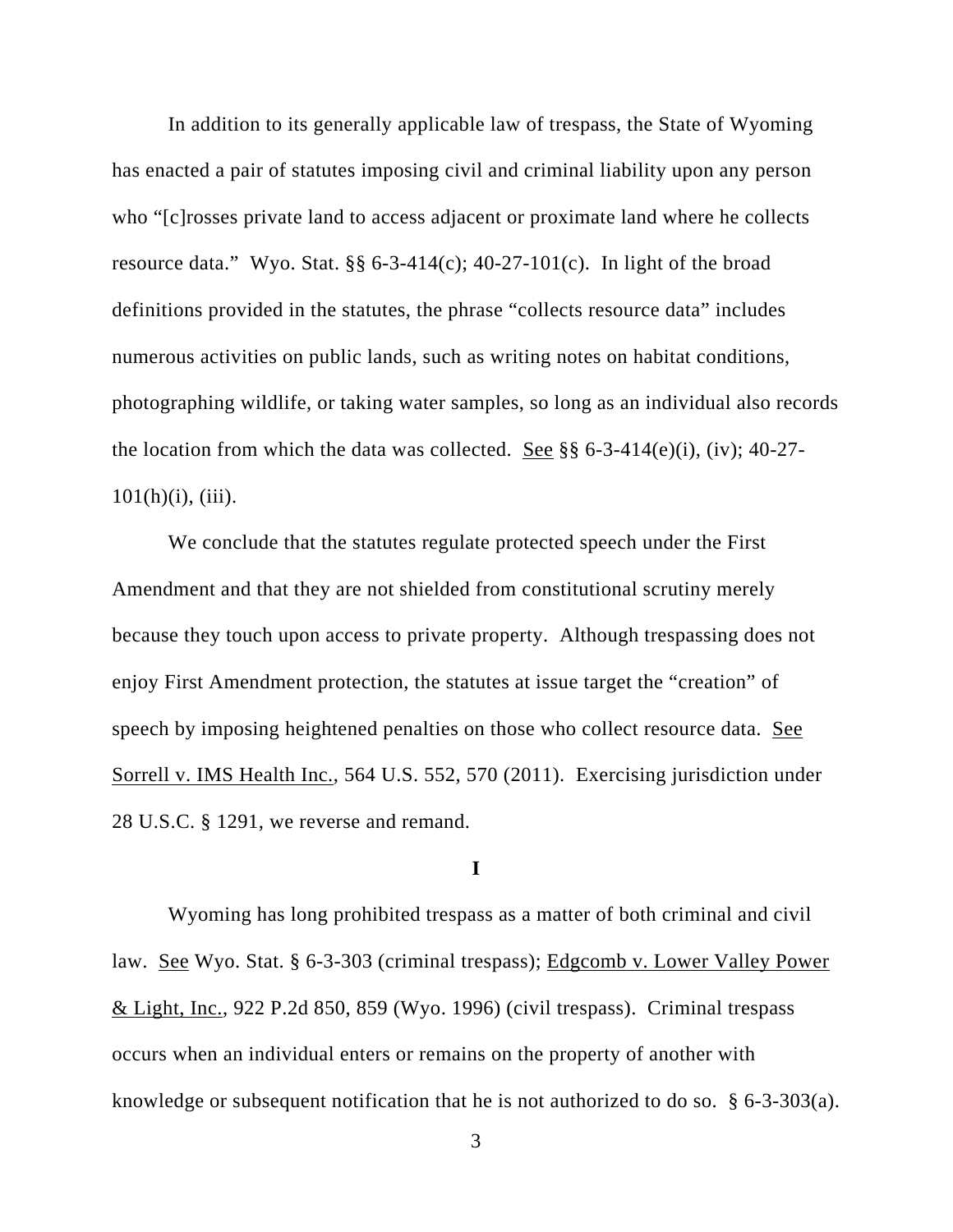In addition to its generally applicable law of trespass, the State of Wyoming has enacted a pair of statutes imposing civil and criminal liability upon any person who "[c]rosses private land to access adjacent or proximate land where he collects resource data." Wyo. Stat. §§ 6-3-414(c); 40-27-101(c). In light of the broad definitions provided in the statutes, the phrase "collects resource data" includes numerous activities on public lands, such as writing notes on habitat conditions, photographing wildlife, or taking water samples, so long as an individual also records the location from which the data was collected. See §§ 6-3-414(e)(i), (iv); 40-27-101(h)(i), (iii).

We conclude that the statutes regulate protected speech under the First Amendment and that they are not shielded from constitutional scrutiny merely because they touch upon access to private property. Although trespassing does not enjoy First Amendment protection, the statutes at issue target the "creation" of speech by imposing heightened penalties on those who collect resource data. See Sorrell v. IMS Health Inc., 564 U.S. 552, 570 (2011). Exercising jurisdiction under 28 U.S.C. § 1291, we reverse and remand.

## I

Wyoming has long prohibited trespass as a matter of both criminal and civil law. See Wyo. Stat. § 6-3-303 (criminal trespass); Edgcomb v. Lower Valley Power & Light, Inc., 922 P.2d 850, 859 (Wyo. 1996) (civil trespass). Criminal trespass occurs when an individual enters or remains on the property of another with knowledge or subsequent notification that he is not authorized to do so. § 6-3-303(a).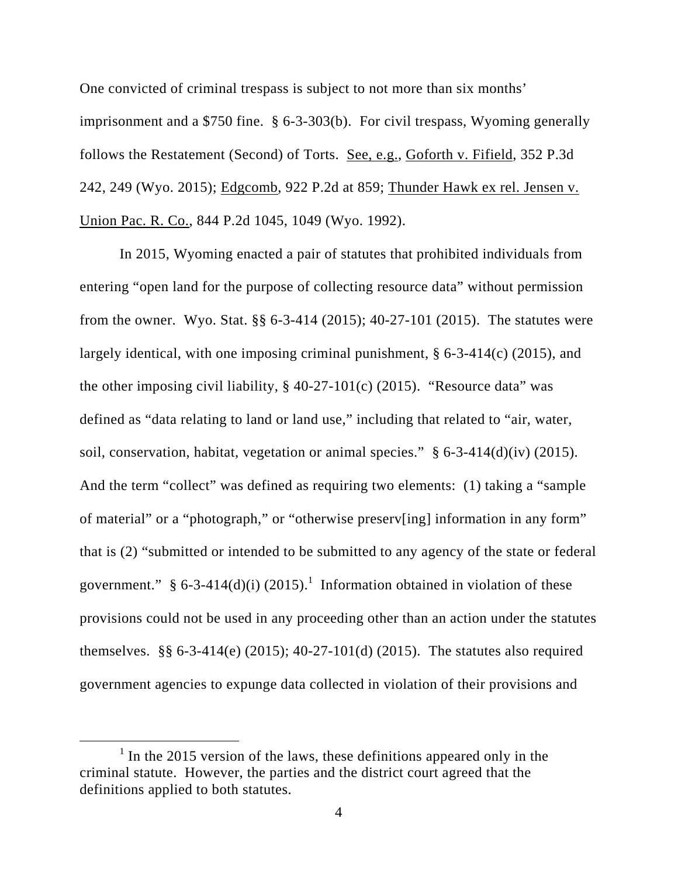One convicted of criminal trespass is subject to not more than six months' imprisonment and a $750 fine. § 6-3-303(b). For civil trespass, Wyoming generally follows the Restatement (Second) of Torts. See, e.g., Goforth v. Fifield, 352 P.3d 242, 249 (Wyo. 2015); Edgcomb, 922 P.2d at 859; Thunder Hawk ex rel. Jensen v. Union Pac. R. Co., 844 P.2d 1045, 1049 (Wyo. 1992).

In 2015, Wyoming enacted a pair of statutes that prohibited individuals from entering "open land for the purpose of collecting resource data" without permission from the owner. Wyo. Stat. §§ 6-3-414 (2015); 40-27-101 (2015). The statutes were largely identical, with one imposing criminal punishment, § 6-3-414(c) (2015), and the other imposing civil liability, § 40-27-101(c) (2015). "Resource data" was defined as "data relating to land or land use," including that related to "air, water, soil, conservation, habitat, vegetation or animal species." § 6-3-414(d)(iv) (2015). And the term "collect" was defined as requiring two elements: (1) taking a "sample of material" or a "photograph," or "otherwise preserv[ing] information in any form" that is (2) "submitted or intended to be submitted to any agency of the state or federal government." § 6-3-414(d)(i) (2015).[1] Information obtained in violation of these provisions could not be used in any proceeding other than an action under the statutes themselves. §§ 6-3-414(e) (2015); 40-27-101(d) (2015). The statutes also required government agencies to expunge data collected in violation of their provisions and

[1] In the 2015 version of the laws, these definitions appeared only in the criminal statute. However, the parties and the district court agreed that the definitions applied to both statutes.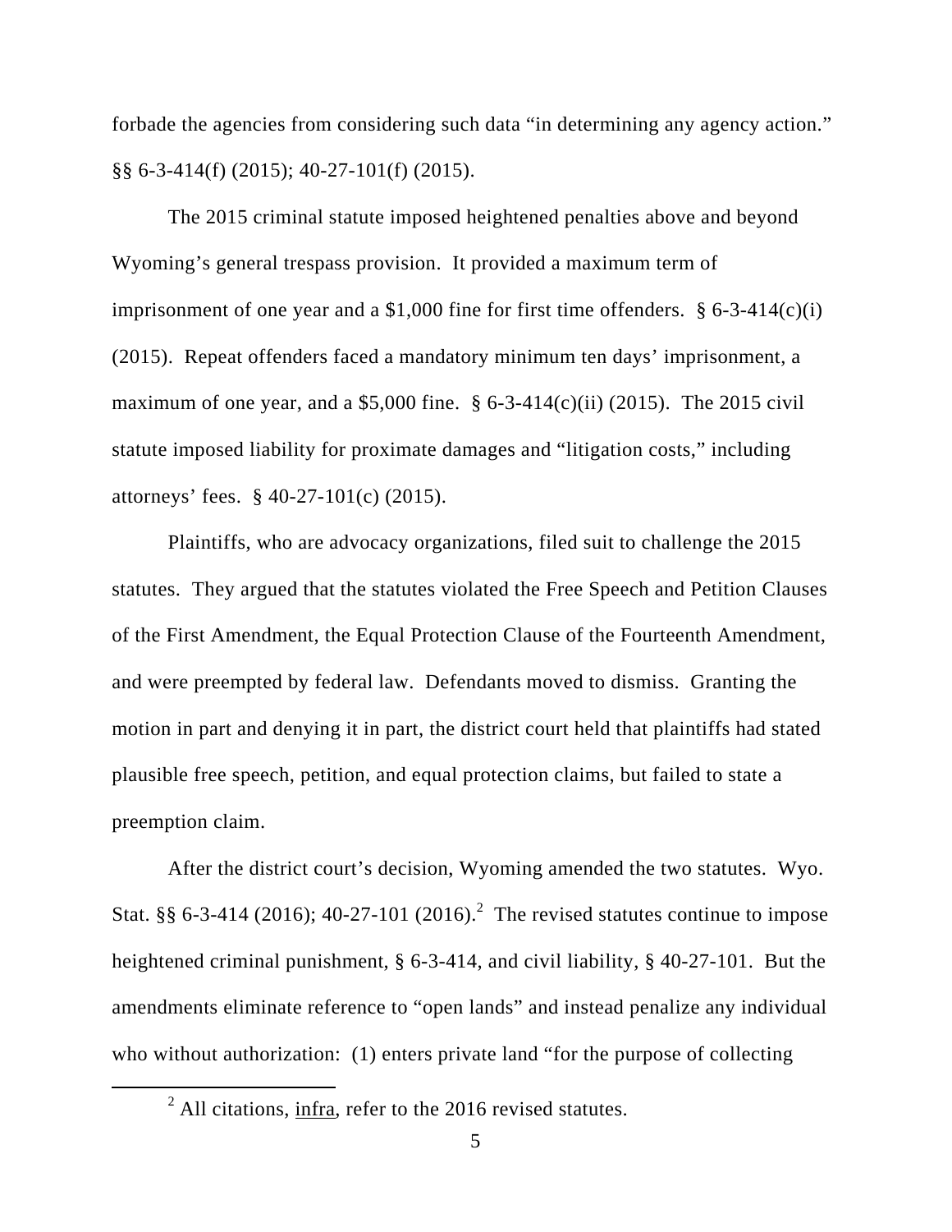forbade the agencies from considering such data "in determining any agency action." §§ 6-3-414(f) (2015); 40-27-101(f) (2015).

The 2015 criminal statute imposed heightened penalties above and beyond Wyoming's general trespass provision. It provided a maximum term of imprisonment of one year and a $1,000 fine for first time offenders. § 6-3-414(c)(i) (2015). Repeat offenders faced a mandatory minimum ten days' imprisonment, a maximum of one year, and a $5,000 fine. § 6-3-414(c)(ii) (2015). The 2015 civil statute imposed liability for proximate damages and "litigation costs," including attorneys' fees. § 40-27-101(c) (2015).

Plaintiffs, who are advocacy organizations, filed suit to challenge the 2015 statutes. They argued that the statutes violated the Free Speech and Petition Clauses of the First Amendment, the Equal Protection Clause of the Fourteenth Amendment, and were preempted by federal law. Defendants moved to dismiss. Granting the motion in part and denying it in part, the district court held that plaintiffs had stated plausible free speech, petition, and equal protection claims, but failed to state a preemption claim.

After the district court's decision, Wyoming amended the two statutes. Wyo. Stat. §§ 6-3-414 (2016); 40-27-101 (2016).[2] The revised statutes continue to impose heightened criminal punishment, § 6-3-414, and civil liability, § 40-27-101. But the amendments eliminate reference to "open lands" and instead penalize any individual who without authorization: (1) enters private land "for the purpose of collecting

[2] All citations, infra, refer to the 2016 revised statutes.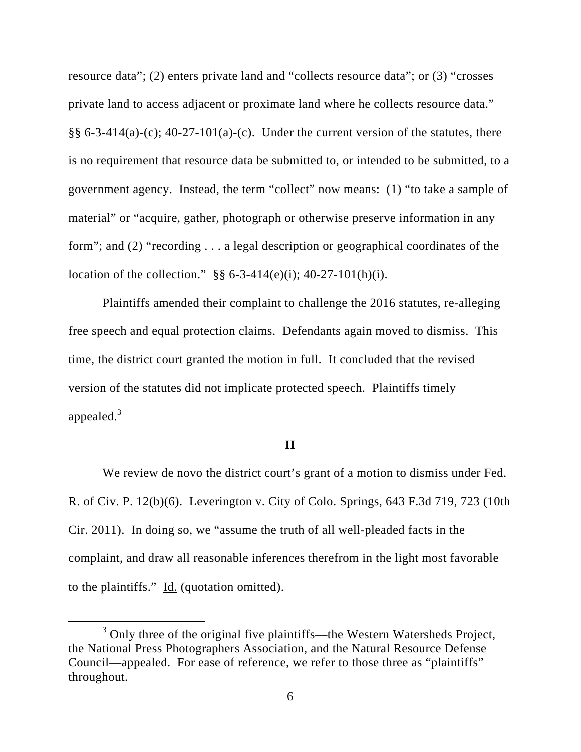resource data"; (2) enters private land and "collects resource data"; or (3) "crosses private land to access adjacent or proximate land where he collects resource data." §§ 6-3-414(a)-(c); 40-27-101(a)-(c). Under the current version of the statutes, there is no requirement that resource data be submitted to, or intended to be submitted, to a government agency. Instead, the term "collect" now means: (1) "to take a sample of material" or "acquire, gather, photograph or otherwise preserve information in any form"; and (2) "recording . . . a legal description or geographical coordinates of the location of the collection." §§ 6-3-414(e)(i); 40-27-101(h)(i).

Plaintiffs amended their complaint to challenge the 2016 statutes, re-alleging free speech and equal protection claims. Defendants again moved to dismiss. This time, the district court granted the motion in full. It concluded that the revised version of the statutes did not implicate protected speech. Plaintiffs timely appealed.[3]

## II

We review de novo the district court's grant of a motion to dismiss under Fed. R. of Civ. P. 12(b)(6). Leverington v. City of Colo. Springs, 643 F.3d 719, 723 (10th Cir. 2011). In doing so, we "assume the truth of all well-pleaded facts in the complaint, and draw all reasonable inferences therefrom in the light most favorable to the plaintiffs." Id. (quotation omitted).

---

[3] Only three of the original five plaintiffs—the Western Watersheds Project, the National Press Photographers Association, and the Natural Resource Defense Council—appealed. For ease of reference, we refer to those three as "plaintiffs" throughout.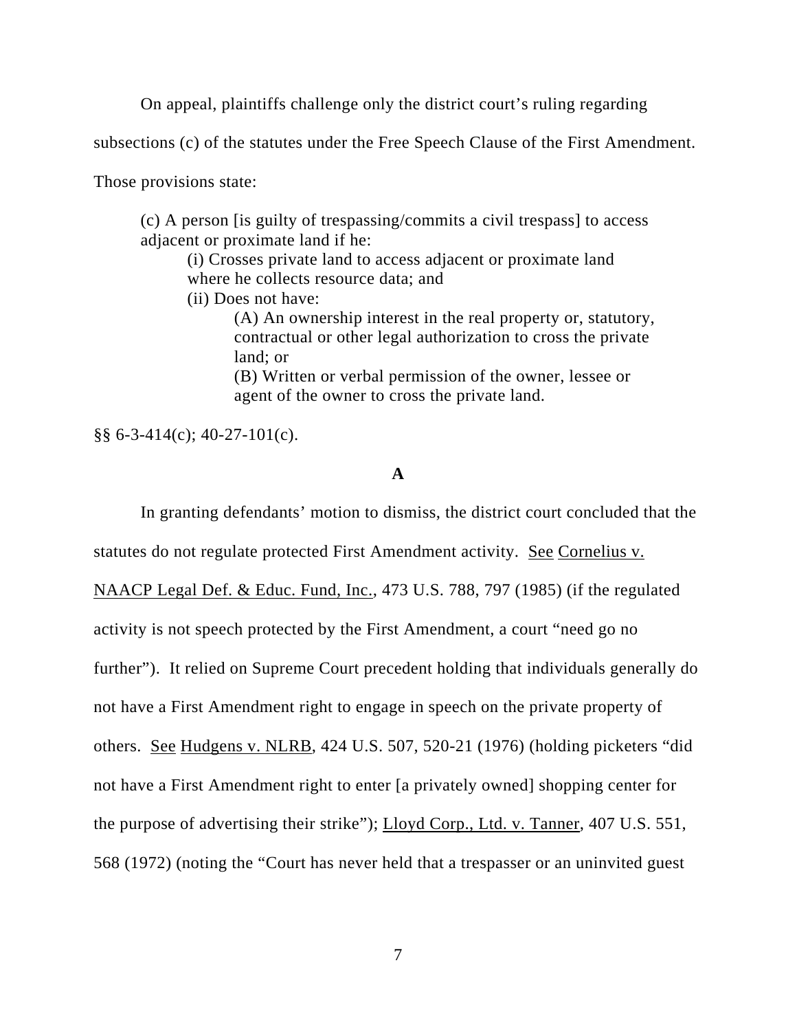On appeal, plaintiffs challenge only the district court's ruling regarding subsections (c) of the statutes under the Free Speech Clause of the First Amendment. Those provisions state:

> (c) A person [is guilty of trespassing/commits a civil trespass] to access adjacent or proximate land if he:
>
> > (i) Crosses private land to access adjacent or proximate land where he collects resource data; and
> >
> > (ii) Does not have:
> >
> > > (A) An ownership interest in the real property or, statutory, contractual or other legal authorization to cross the private land; or
> > >
> > > (B) Written or verbal permission of the owner, lessee or agent of the owner to cross the private land.

§§ 6-3-414(c); 40-27-101(c).

**A**

In granting defendants' motion to dismiss, the district court concluded that the statutes do not regulate protected First Amendment activity. See Cornelius v. NAACP Legal Def. & Educ. Fund, Inc., 473 U.S. 788, 797 (1985) (if the regulated activity is not speech protected by the First Amendment, a court "need go no further"). It relied on Supreme Court precedent holding that individuals generally do not have a First Amendment right to engage in speech on the private property of others. See Hudgens v. NLRB, 424 U.S. 507, 520-21 (1976) (holding picketers "did not have a First Amendment right to enter [a privately owned] shopping center for the purpose of advertising their strike"); Lloyd Corp., Ltd. v. Tanner, 407 U.S. 551, 568 (1972) (noting the "Court has never held that a trespasser or an uninvited guest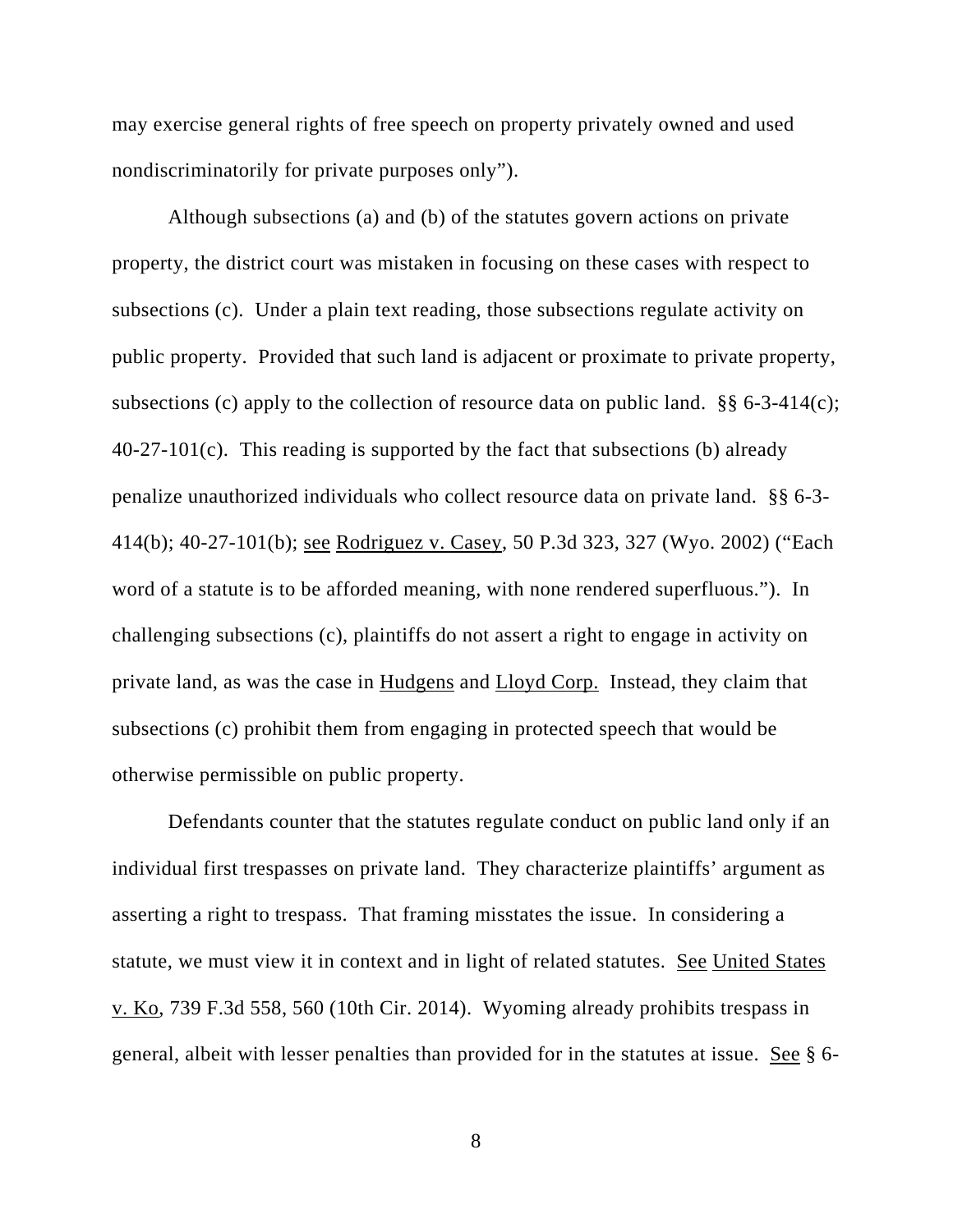may exercise general rights of free speech on property privately owned and used nondiscriminatorily for private purposes only").

Although subsections (a) and (b) of the statutes govern actions on private property, the district court was mistaken in focusing on these cases with respect to subsections (c). Under a plain text reading, those subsections regulate activity on public property. Provided that such land is adjacent or proximate to private property, subsections (c) apply to the collection of resource data on public land. §§ 6-3-414(c); 40-27-101(c). This reading is supported by the fact that subsections (b) already penalize unauthorized individuals who collect resource data on private land. §§ 6-3-414(b); 40-27-101(b); see Rodriguez v. Casey, 50 P.3d 323, 327 (Wyo. 2002) ("Each word of a statute is to be afforded meaning, with none rendered superfluous."). In challenging subsections (c), plaintiffs do not assert a right to engage in activity on private land, as was the case in Hudgens and Lloyd Corp. Instead, they claim that subsections (c) prohibit them from engaging in protected speech that would be otherwise permissible on public property.

Defendants counter that the statutes regulate conduct on public land only if an individual first trespasses on private land. They characterize plaintiffs' argument as asserting a right to trespass. That framing misstates the issue. In considering a statute, we must view it in context and in light of related statutes. See United States v. Ko, 739 F.3d 558, 560 (10th Cir. 2014). Wyoming already prohibits trespass in general, albeit with lesser penalties than provided for in the statutes at issue. See § 6-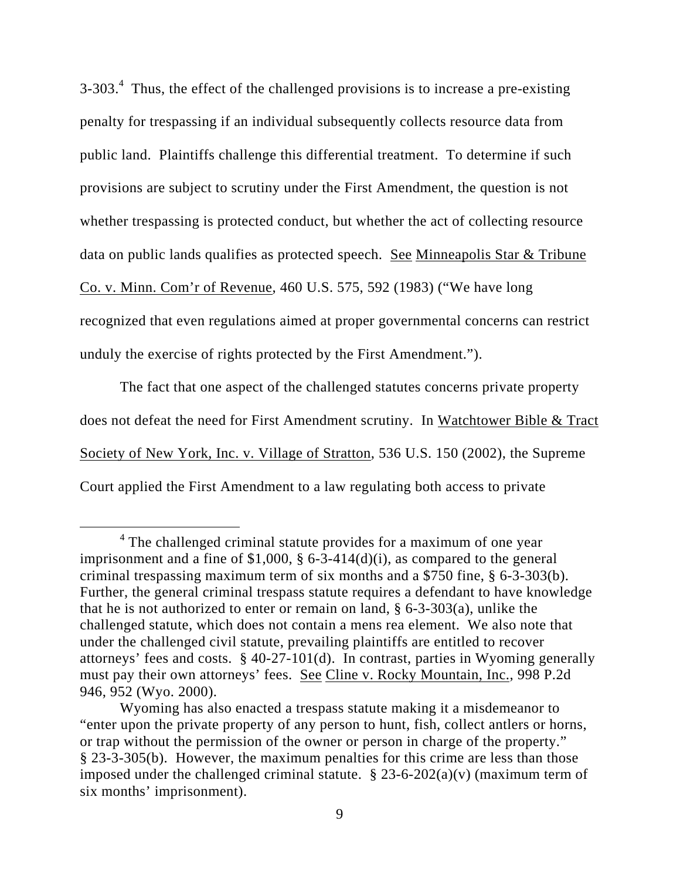3-303.[4] Thus, the effect of the challenged provisions is to increase a pre-existing penalty for trespassing if an individual subsequently collects resource data from public land. Plaintiffs challenge this differential treatment. To determine if such provisions are subject to scrutiny under the First Amendment, the question is not whether trespassing is protected conduct, but whether the act of collecting resource data on public lands qualifies as protected speech. See Minneapolis Star & Tribune Co. v. Minn. Com'r of Revenue, 460 U.S. 575, 592 (1983) ("We have long recognized that even regulations aimed at proper governmental concerns can restrict unduly the exercise of rights protected by the First Amendment.").

The fact that one aspect of the challenged statutes concerns private property does not defeat the need for First Amendment scrutiny. In Watchtower Bible & Tract Society of New York, Inc. v. Village of Stratton, 536 U.S. 150 (2002), the Supreme Court applied the First Amendment to a law regulating both access to private

---

[4] The challenged criminal statute provides for a maximum of one year imprisonment and a fine of $1,000, § 6-3-414(d)(i), as compared to the general criminal trespassing maximum term of six months and a $750 fine, § 6-3-303(b). Further, the general criminal trespass statute requires a defendant to have knowledge that he is not authorized to enter or remain on land, § 6-3-303(a), unlike the challenged statute, which does not contain a mens rea element. We also note that under the challenged civil statute, prevailing plaintiffs are entitled to recover attorneys' fees and costs. § 40-27-101(d). In contrast, parties in Wyoming generally must pay their own attorneys' fees. See Cline v. Rocky Mountain, Inc., 998 P.2d 946, 952 (Wyo. 2000).

Wyoming has also enacted a trespass statute making it a misdemeanor to "enter upon the private property of any person to hunt, fish, collect antlers or horns, or trap without the permission of the owner or person in charge of the property." § 23-3-305(b). However, the maximum penalties for this crime are less than those imposed under the challenged criminal statute. § 23-6-202(a)(v) (maximum term of six months' imprisonment).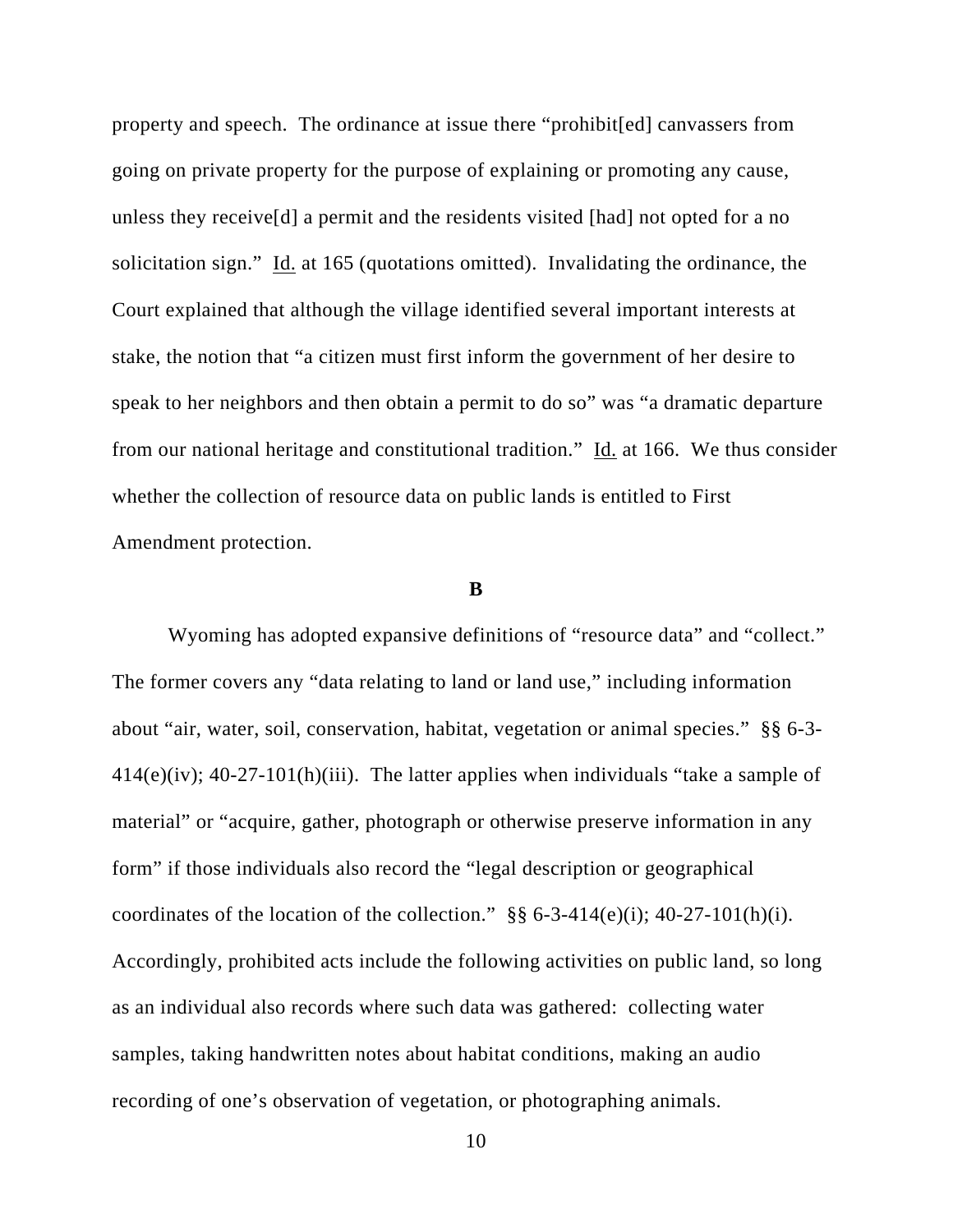property and speech. The ordinance at issue there "prohibit[ed] canvassers from going on private property for the purpose of explaining or promoting any cause, unless they receive[d] a permit and the residents visited [had] not opted for a no solicitation sign." Id. at 165 (quotations omitted). Invalidating the ordinance, the Court explained that although the village identified several important interests at stake, the notion that "a citizen must first inform the government of her desire to speak to her neighbors and then obtain a permit to do so" was "a dramatic departure from our national heritage and constitutional tradition." Id. at 166. We thus consider whether the collection of resource data on public lands is entitled to First Amendment protection.

### B

Wyoming has adopted expansive definitions of "resource data" and "collect." The former covers any "data relating to land or land use," including information about "air, water, soil, conservation, habitat, vegetation or animal species." §§ 6-3-414(e)(iv); 40-27-101(h)(iii). The latter applies when individuals "take a sample of material" or "acquire, gather, photograph or otherwise preserve information in any form" if those individuals also record the "legal description or geographical coordinates of the location of the collection." §§ 6-3-414(e)(i); 40-27-101(h)(i). Accordingly, prohibited acts include the following activities on public land, so long as an individual also records where such data was gathered: collecting water samples, taking handwritten notes about habitat conditions, making an audio recording of one's observation of vegetation, or photographing animals.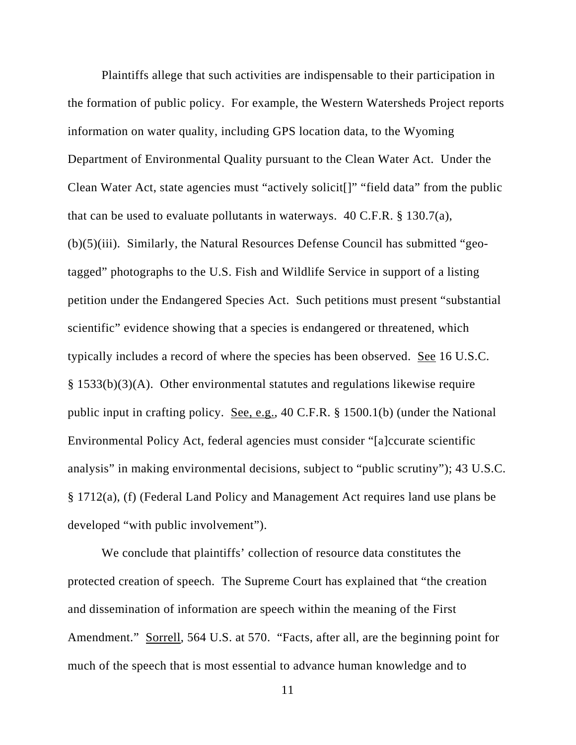Plaintiffs allege that such activities are indispensable to their participation in the formation of public policy. For example, the Western Watersheds Project reports information on water quality, including GPS location data, to the Wyoming Department of Environmental Quality pursuant to the Clean Water Act. Under the Clean Water Act, state agencies must "actively solicit[]" "field data" from the public that can be used to evaluate pollutants in waterways. 40 C.F.R. § 130.7(a), (b)(5)(iii). Similarly, the Natural Resources Defense Council has submitted "geo-tagged" photographs to the U.S. Fish and Wildlife Service in support of a listing petition under the Endangered Species Act. Such petitions must present "substantial scientific" evidence showing that a species is endangered or threatened, which typically includes a record of where the species has been observed. See 16 U.S.C. § 1533(b)(3)(A). Other environmental statutes and regulations likewise require public input in crafting policy. See, e.g., 40 C.F.R. § 1500.1(b) (under the National Environmental Policy Act, federal agencies must consider "[a]ccurate scientific analysis" in making environmental decisions, subject to "public scrutiny"); 43 U.S.C. § 1712(a), (f) (Federal Land Policy and Management Act requires land use plans be developed "with public involvement").

We conclude that plaintiffs' collection of resource data constitutes the protected creation of speech. The Supreme Court has explained that "the creation and dissemination of information are speech within the meaning of the First Amendment." Sorrell, 564 U.S. at 570. "Facts, after all, are the beginning point for much of the speech that is most essential to advance human knowledge and to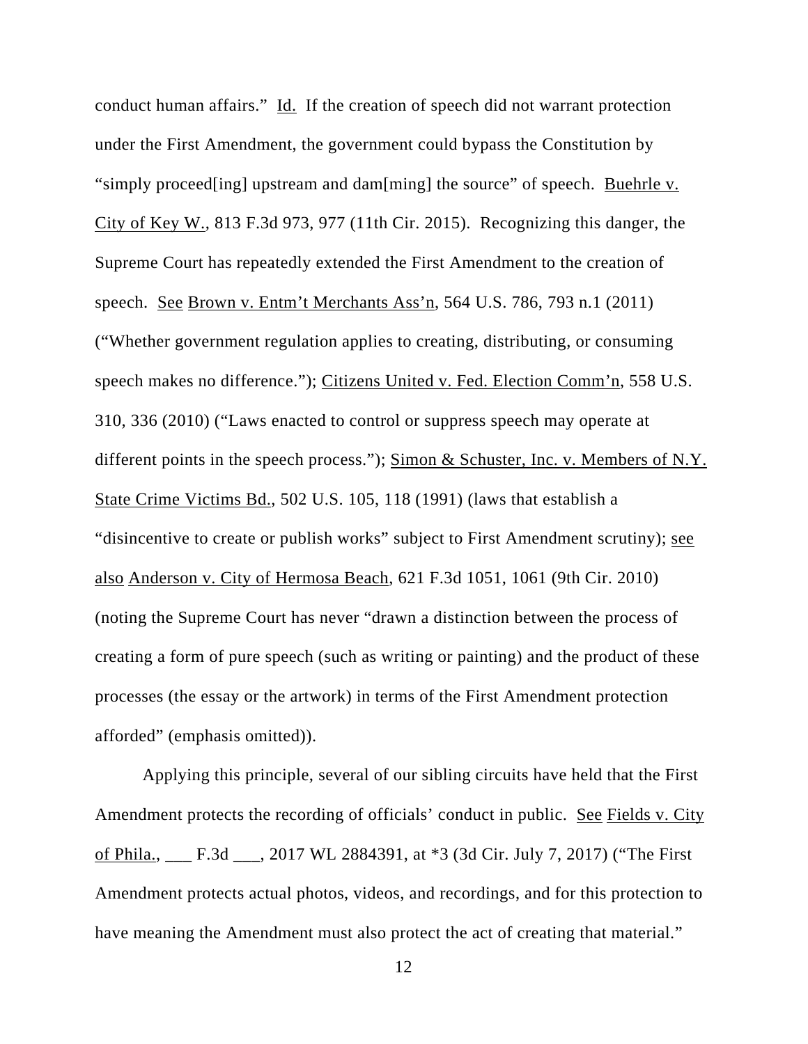conduct human affairs." Id. If the creation of speech did not warrant protection under the First Amendment, the government could bypass the Constitution by "simply proceed[ing] upstream and dam[ming] the source" of speech. Buehrle v. City of Key W., 813 F.3d 973, 977 (11th Cir. 2015). Recognizing this danger, the Supreme Court has repeatedly extended the First Amendment to the creation of speech. See Brown v. Entm't Merchants Ass'n, 564 U.S. 786, 793 n.1 (2011) ("Whether government regulation applies to creating, distributing, or consuming speech makes no difference."); Citizens United v. Fed. Election Comm'n, 558 U.S. 310, 336 (2010) ("Laws enacted to control or suppress speech may operate at different points in the speech process."); Simon & Schuster, Inc. v. Members of N.Y. State Crime Victims Bd., 502 U.S. 105, 118 (1991) (laws that establish a "disincentive to create or publish works" subject to First Amendment scrutiny); see also Anderson v. City of Hermosa Beach, 621 F.3d 1051, 1061 (9th Cir. 2010) (noting the Supreme Court has never "drawn a distinction between the process of creating a form of pure speech (such as writing or painting) and the product of these processes (the essay or the artwork) in terms of the First Amendment protection afforded" (emphasis omitted)).

Applying this principle, several of our sibling circuits have held that the First Amendment protects the recording of officials' conduct in public. See Fields v. City of Phila., ___ F.3d ___, 2017 WL 2884391, at *3 (3d Cir. July 7, 2017) ("The First Amendment protects actual photos, videos, and recordings, and for this protection to have meaning the Amendment must also protect the act of creating that material."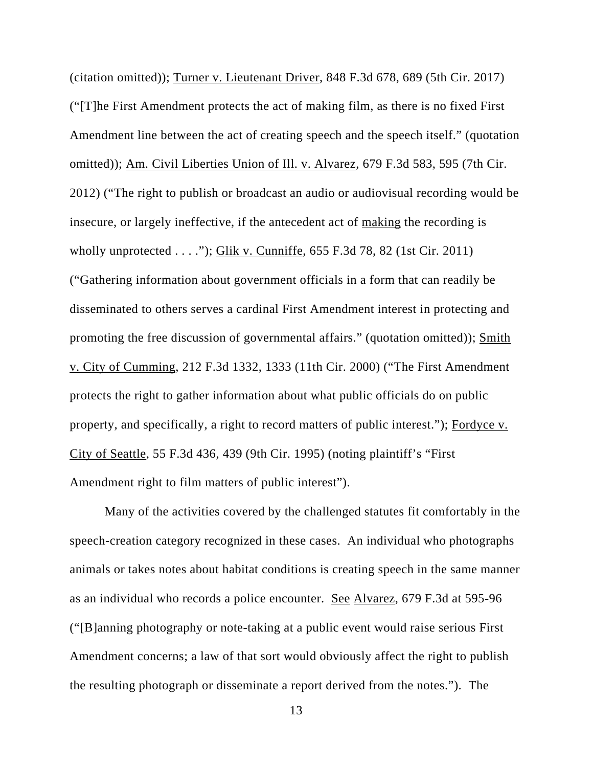(citation omitted)); Turner v. Lieutenant Driver, 848 F.3d 678, 689 (5th Cir. 2017) ("[T]he First Amendment protects the act of making film, as there is no fixed First Amendment line between the act of creating speech and the speech itself." (quotation omitted)); Am. Civil Liberties Union of Ill. v. Alvarez, 679 F.3d 583, 595 (7th Cir. 2012) ("The right to publish or broadcast an audio or audiovisual recording would be insecure, or largely ineffective, if the antecedent act of making the recording is wholly unprotected . . . ."); Glik v. Cunniffe, 655 F.3d 78, 82 (1st Cir. 2011) ("Gathering information about government officials in a form that can readily be disseminated to others serves a cardinal First Amendment interest in protecting and promoting the free discussion of governmental affairs." (quotation omitted)); Smith v. City of Cumming, 212 F.3d 1332, 1333 (11th Cir. 2000) ("The First Amendment protects the right to gather information about what public officials do on public property, and specifically, a right to record matters of public interest."); Fordyce v. City of Seattle, 55 F.3d 436, 439 (9th Cir. 1995) (noting plaintiff's "First Amendment right to film matters of public interest").

Many of the activities covered by the challenged statutes fit comfortably in the speech-creation category recognized in these cases. An individual who photographs animals or takes notes about habitat conditions is creating speech in the same manner as an individual who records a police encounter. See Alvarez, 679 F.3d at 595-96 ("[B]anning photography or note-taking at a public event would raise serious First Amendment concerns; a law of that sort would obviously affect the right to publish the resulting photograph or disseminate a report derived from the notes."). The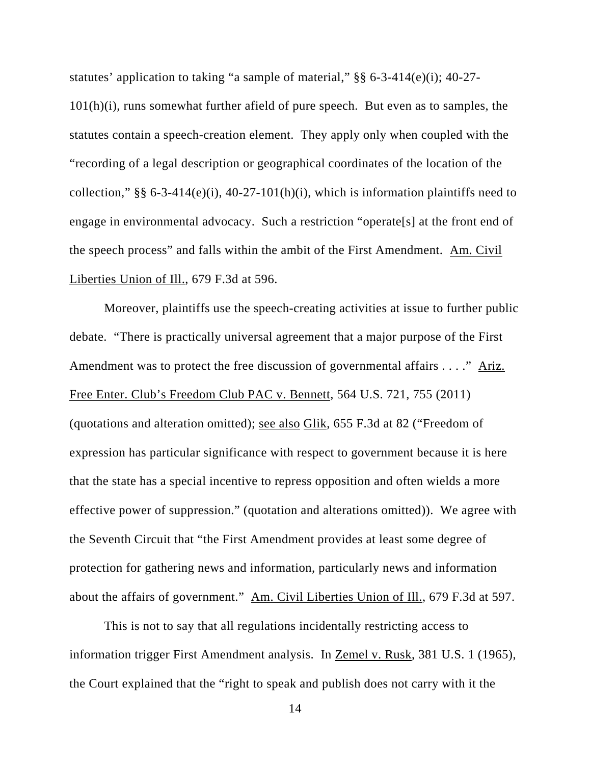statutes' application to taking "a sample of material," §§ 6-3-414(e)(i); 40-27-101(h)(i), runs somewhat further afield of pure speech. But even as to samples, the statutes contain a speech-creation element. They apply only when coupled with the "recording of a legal description or geographical coordinates of the location of the collection," §§ 6-3-414(e)(i), 40-27-101(h)(i), which is information plaintiffs need to engage in environmental advocacy. Such a restriction "operate[s] at the front end of the speech process" and falls within the ambit of the First Amendment. Am. Civil Liberties Union of Ill., 679 F.3d at 596.

Moreover, plaintiffs use the speech-creating activities at issue to further public debate. "There is practically universal agreement that a major purpose of the First Amendment was to protect the free discussion of governmental affairs . . . ." Ariz. Free Enter. Club's Freedom Club PAC v. Bennett, 564 U.S. 721, 755 (2011) (quotations and alteration omitted); see also Glik, 655 F.3d at 82 ("Freedom of expression has particular significance with respect to government because it is here that the state has a special incentive to repress opposition and often wields a more effective power of suppression." (quotation and alterations omitted)). We agree with the Seventh Circuit that "the First Amendment provides at least some degree of protection for gathering news and information, particularly news and information about the affairs of government." Am. Civil Liberties Union of Ill., 679 F.3d at 597.

This is not to say that all regulations incidentally restricting access to information trigger First Amendment analysis. In Zemel v. Rusk, 381 U.S. 1 (1965), the Court explained that the "right to speak and publish does not carry with it the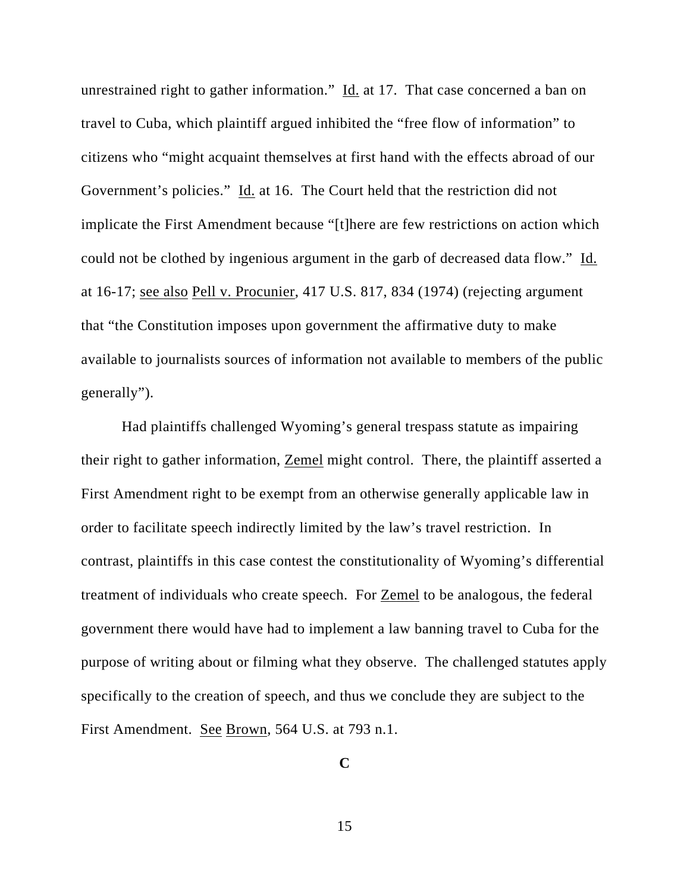unrestrained right to gather information." Id. at 17. That case concerned a ban on travel to Cuba, which plaintiff argued inhibited the "free flow of information" to citizens who "might acquaint themselves at first hand with the effects abroad of our Government's policies." Id. at 16. The Court held that the restriction did not implicate the First Amendment because "[t]here are few restrictions on action which could not be clothed by ingenious argument in the garb of decreased data flow." Id. at 16-17; see also Pell v. Procunier, 417 U.S. 817, 834 (1974) (rejecting argument that "the Constitution imposes upon government the affirmative duty to make available to journalists sources of information not available to members of the public generally").

Had plaintiffs challenged Wyoming's general trespass statute as impairing their right to gather information, Zemel might control. There, the plaintiff asserted a First Amendment right to be exempt from an otherwise generally applicable law in order to facilitate speech indirectly limited by the law's travel restriction. In contrast, plaintiffs in this case contest the constitutionality of Wyoming's differential treatment of individuals who create speech. For Zemel to be analogous, the federal government there would have had to implement a law banning travel to Cuba for the purpose of writing about or filming what they observe. The challenged statutes apply specifically to the creation of speech, and thus we conclude they are subject to the First Amendment. See Brown, 564 U.S. at 793 n.1.

**C**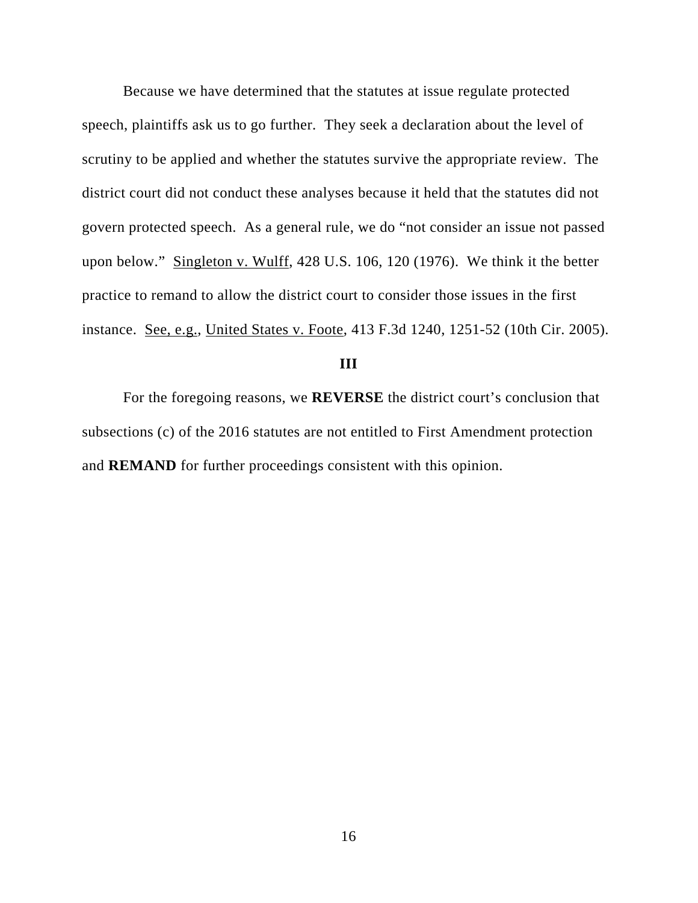Because we have determined that the statutes at issue regulate protected speech, plaintiffs ask us to go further. They seek a declaration about the level of scrutiny to be applied and whether the statutes survive the appropriate review. The district court did not conduct these analyses because it held that the statutes did not govern protected speech. As a general rule, we do "not consider an issue not passed upon below." Singleton v. Wulff, 428 U.S. 106, 120 (1976). We think it the better practice to remand to allow the district court to consider those issues in the first instance. See, e.g., United States v. Foote, 413 F.3d 1240, 1251-52 (10th Cir. 2005).

## III

For the foregoing reasons, we **REVERSE** the district court's conclusion that subsections (c) of the 2016 statutes are not entitled to First Amendment protection and **REMAND** for further proceedings consistent with this opinion.